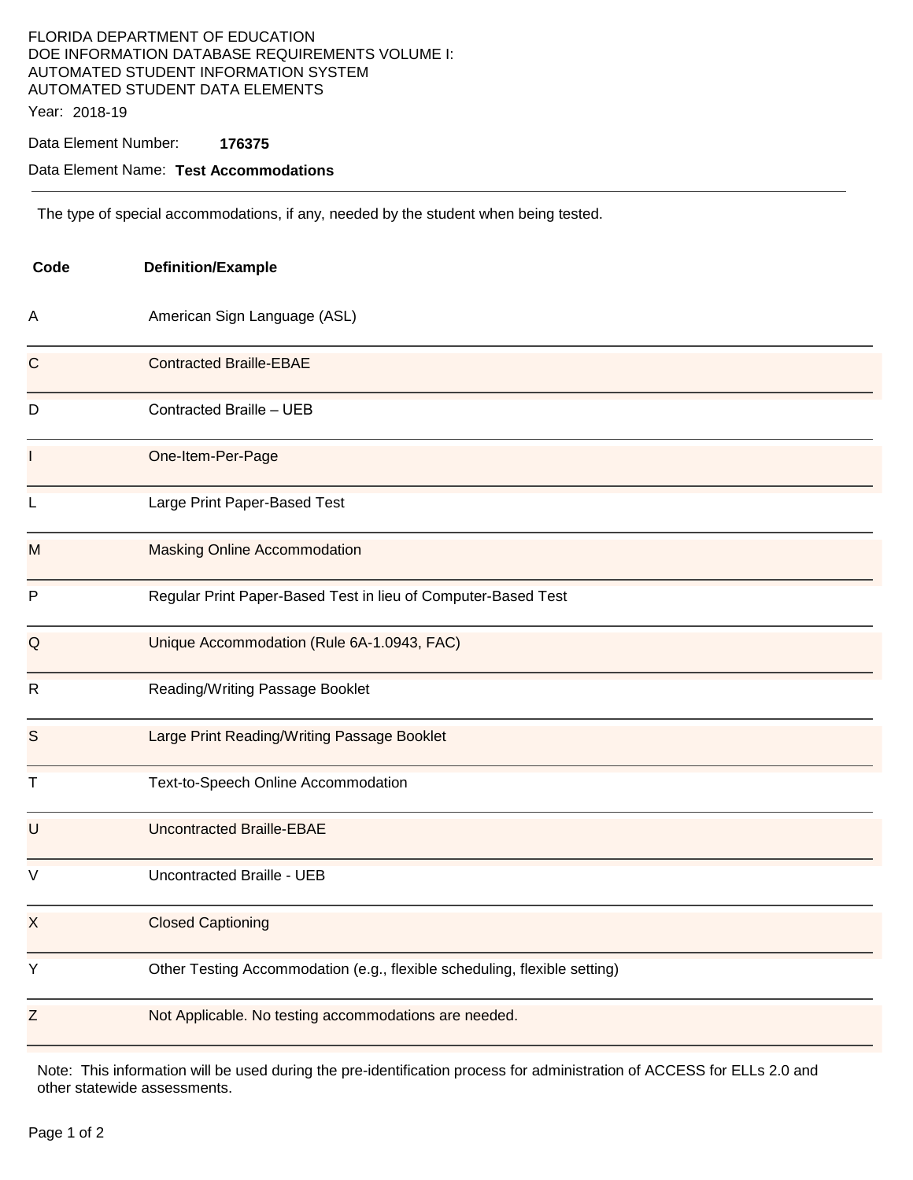FLORIDA DEPARTMENT OF EDUCATION
DOE INFORMATION DATABASE REQUIREMENTS VOLUME I:
AUTOMATED STUDENT INFORMATION SYSTEM
AUTOMATED STUDENT DATA ELEMENTS

Year: 2018-19

Data Element Number: **176375**

Data Element Name: **Test Accommodations**

---

The type of special accommodations, if any, needed by the student when being tested.

| Code | Definition/Example |
| --- | --- |
| A | American Sign Language (ASL) |
| C | Contracted Braille-EBAE |
| D | Contracted Braille – UEB |
| I | One-Item-Per-Page |
| L | Large Print Paper-Based Test |
| M | Masking Online Accommodation |
| P | Regular Print Paper-Based Test in lieu of Computer-Based Test |
| Q | Unique Accommodation (Rule 6A-1.0943, FAC) |
| R | Reading/Writing Passage Booklet |
| S | Large Print Reading/Writing Passage Booklet |
| T | Text-to-Speech Online Accommodation |
| U | Uncontracted Braille-EBAE |
| V | Uncontracted Braille - UEB |
| X | Closed Captioning |
| Y | Other Testing Accommodation (e.g., flexible scheduling, flexible setting) |
| Z | Not Applicable. No testing accommodations are needed. |

Note: This information will be used during the pre-identification process for administration of ACCESS for ELLs 2.0 and other statewide assessments.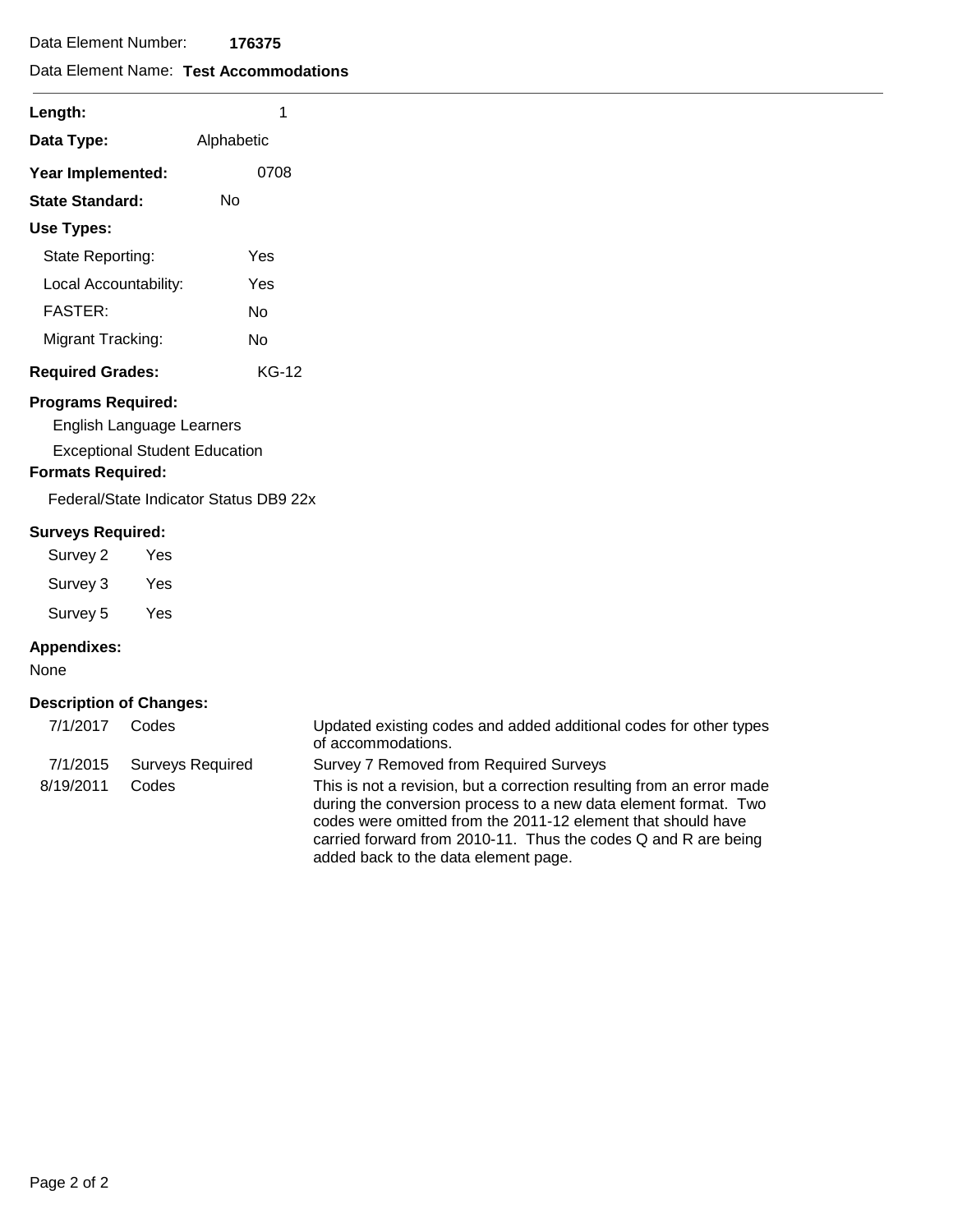Data Element Number: **176375**

Data Element Name: **Test Accommodations**

---

**Length:** 1

**Data Type:** Alphabetic

**Year Implemented:** 0708

**State Standard:** No

**Use Types:**

State Reporting: Yes

Local Accountability: Yes

FASTER: No

Migrant Tracking: No

**Required Grades:** KG-12

**Programs Required:**

English Language Learners

Exceptional Student Education

**Formats Required:**

Federal/State Indicator Status DB9 22x

**Surveys Required:**

Survey 2 Yes

Survey 3 Yes

Survey 5 Yes

**Appendixes:**

None

**Description of Changes:**

| | | |
|---|---|---|
| 7/1/2017 | Codes | Updated existing codes and added additional codes for other types of accommodations. |
| 7/1/2015 | Surveys Required | Survey 7 Removed from Required Surveys |
| 8/19/2011 | Codes | This is not a revision, but a correction resulting from an error made during the conversion process to a new data element format. Two codes were omitted from the 2011-12 element that should have carried forward from 2010-11. Thus the codes Q and R are being added back to the data element page. |